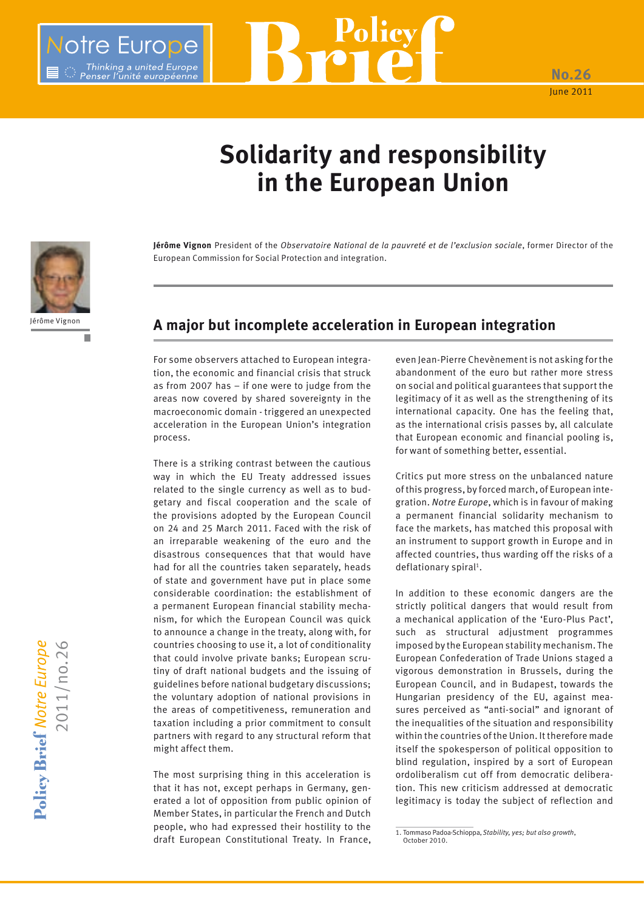# Solidarity and responsibility in the European Union

**Jérôme Vignon** President of the *Observatoire National de la pauvreté et de l'exclusion sociale*, former Director of the European Commission for Social Protection and integration.

## A major but incomplete acceleration in European integration

For some observers attached to European integration, the economic and financial crisis that struck as from 2007 has – if one were to judge from the areas now covered by shared sovereignty in the macroeconomic domain - triggered an unexpected acceleration in the European Union's integration process.

There is a striking contrast between the cautious way in which the EU Treaty addressed issues related to the single currency as well as to budgetary and fiscal cooperation and the scale of the provisions adopted by the European Council on 24 and 25 March 2011. Faced with the risk of an irreparable weakening of the euro and the disastrous consequences that that would have had for all the countries taken separately, heads of state and government have put in place some considerable coordination: the establishment of a permanent European financial stability mechanism, for which the European Council was quick to announce a change in the treaty, along with, for countries choosing to use it, a lot of conditionality that could involve private banks; European scrutiny of draft national budgets and the issuing of guidelines before national budgetary discussions; the voluntary adoption of national provisions in the areas of competitiveness, remuneration and taxation including a prior commitment to consult partners with regard to any structural reform that might affect them.

The most surprising thing in this acceleration is that it has not, except perhaps in Germany, generated a lot of opposition from public opinion of Member States, in particular the French and Dutch people, who had expressed their hostility to the draft European Constitutional Treaty. In France, even Jean-Pierre Chevènement is not asking for the abandonment of the euro but rather more stress on social and political guarantees that support the legitimacy of it as well as the strengthening of its international capacity. One has the feeling that, as the international crisis passes by, all calculate that European economic and financial pooling is, for want of something better, essential.

Critics put more stress on the unbalanced nature of this progress, by forced march, of European integration. *Notre Europe*, which is in favour of making a permanent financial solidarity mechanism to face the markets, has matched this proposal with an instrument to support growth in Europe and in affected countries, thus warding off the risks of a deflationary spiral[1].

In addition to these economic dangers are the strictly political dangers that would result from a mechanical application of the 'Euro-Plus Pact', such as structural adjustment programmes imposed by the European stability mechanism. The European Confederation of Trade Unions staged a vigorous demonstration in Brussels, during the European Council, and in Budapest, towards the Hungarian presidency of the EU, against measures perceived as "anti-social" and ignorant of the inequalities of the situation and responsibility within the countries of the Union. It therefore made itself the spokesperson of political opposition to blind regulation, inspired by a sort of European ordoliberalism cut off from democratic deliberation. This new criticism addressed at democratic legitimacy is today the subject of reflection and

1. Tommaso Padoa-Schioppa, *Stability, yes; but also growth*, October 2010.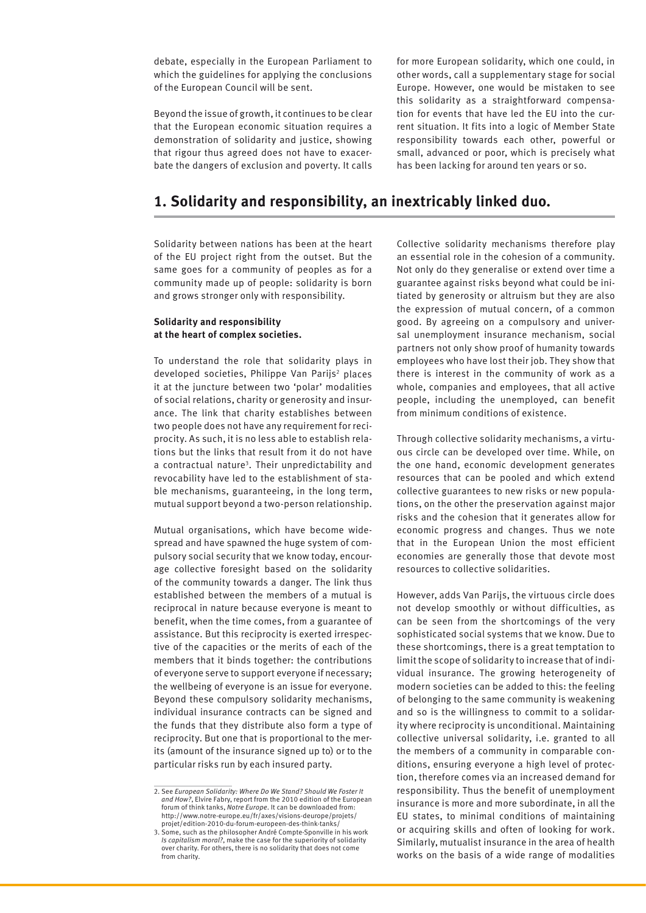debate, especially in the European Parliament to which the guidelines for applying the conclusions of the European Council will be sent.

Beyond the issue of growth, it continues to be clear that the European economic situation requires a demonstration of solidarity and justice, showing that rigour thus agreed does not have to exacerbate the dangers of exclusion and poverty. It calls for more European solidarity, which one could, in other words, call a supplementary stage for social Europe. However, one would be mistaken to see this solidarity as a straightforward compensation for events that have led the EU into the current situation. It fits into a logic of Member State responsibility towards each other, powerful or small, advanced or poor, which is precisely what has been lacking for around ten years or so.

## 1. Solidarity and responsibility, an inextricably linked duo.

Solidarity between nations has been at the heart of the EU project right from the outset. But the same goes for a community of peoples as for a community made up of people: solidarity is born and grows stronger only with responsibility.

### Solidarity and responsibility at the heart of complex societies.

To understand the role that solidarity plays in developed societies, Philippe Van Parijs[2] places it at the juncture between two 'polar' modalities of social relations, charity or generosity and insurance. The link that charity establishes between two people does not have any requirement for reciprocity. As such, it is no less able to establish relations but the links that result from it do not have a contractual nature[3]. Their unpredictability and revocability have led to the establishment of stable mechanisms, guaranteeing, in the long term, mutual support beyond a two-person relationship.

Mutual organisations, which have become widespread and have spawned the huge system of compulsory social security that we know today, encourage collective foresight based on the solidarity of the community towards a danger. The link thus established between the members of a mutual is reciprocal in nature because everyone is meant to benefit, when the time comes, from a guarantee of assistance. But this reciprocity is exerted irrespective of the capacities or the merits of each of the members that it binds together: the contributions of everyone serve to support everyone if necessary; the wellbeing of everyone is an issue for everyone. Beyond these compulsory solidarity mechanisms, individual insurance contracts can be signed and the funds that they distribute also form a type of reciprocity. But one that is proportional to the merits (amount of the insurance signed up to) or to the particular risks run by each insured party.

Collective solidarity mechanisms therefore play an essential role in the cohesion of a community. Not only do they generalise or extend over time a guarantee against risks beyond what could be initiated by generosity or altruism but they are also the expression of mutual concern, of a common good. By agreeing on a compulsory and universal unemployment insurance mechanism, social partners not only show proof of humanity towards employees who have lost their job. They show that there is interest in the community of work as a whole, companies and employees, that all active people, including the unemployed, can benefit from minimum conditions of existence.

Through collective solidarity mechanisms, a virtuous circle can be developed over time. While, on the one hand, economic development generates resources that can be pooled and which extend collective guarantees to new risks or new populations, on the other the preservation against major risks and the cohesion that it generates allow for economic progress and changes. Thus we note that in the European Union the most efficient economies are generally those that devote most resources to collective solidarities.

However, adds Van Parijs, the virtuous circle does not develop smoothly or without difficulties, as can be seen from the shortcomings of the very sophisticated social systems that we know. Due to these shortcomings, there is a great temptation to limit the scope of solidarity to increase that of individual insurance. The growing heterogeneity of modern societies can be added to this: the feeling of belonging to the same community is weakening and so is the willingness to commit to a solidarity where reciprocity is unconditional. Maintaining collective universal solidarity, i.e. granted to all the members of a community in comparable conditions, ensuring everyone a high level of protection, therefore comes via an increased demand for responsibility. Thus the benefit of unemployment insurance is more and more subordinate, in all the EU states, to minimal conditions of maintaining or acquiring skills and often of looking for work. Similarly, mutualist insurance in the area of health works on the basis of a wide range of modalities

---

2. See *European Solidarity: Where Do We Stand? Should We Foster It and How?*, Elvire Fabry, report from the 2010 edition of the European forum of think tanks, *Notre Europe*. It can be downloaded from: http://www.notre-europe.eu/fr/axes/visions-deurope/projets/projet/edition-2010-du-forum-europeen-des-think-tanks/

3. Some, such as the philosopher André Compte-Sponville in his work *Is capitalism moral?*, make the case for the superiority of solidarity over charity. For others, there is no solidarity that does not come from charity.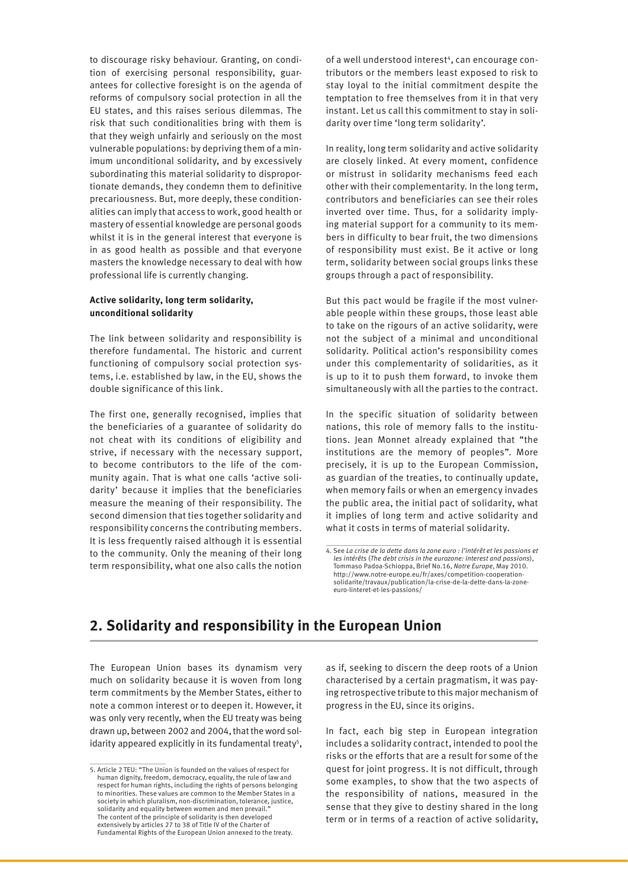to discourage risky behaviour. Granting, on condition of exercising personal responsibility, guarantees for collective foresight is on the agenda of reforms of compulsory social protection in all the EU states, and this raises serious dilemmas. The risk that such conditionalities bring with them is that they weigh unfairly and seriously on the most vulnerable populations: by depriving them of a minimum unconditional solidarity, and by excessively subordinating this material solidarity to disproportionate demands, they condemn them to definitive precariousness. But, more deeply, these conditionalities can imply that access to work, good health or mastery of essential knowledge are personal goods whilst it is in the general interest that everyone is in as good health as possible and that everyone masters the knowledge necessary to deal with how professional life is currently changing.

**Active solidarity, long term solidarity, unconditional solidarity**

The link between solidarity and responsibility is therefore fundamental. The historic and current functioning of compulsory social protection systems, i.e. established by law, in the EU, shows the double significance of this link.

The first one, generally recognised, implies that the beneficiaries of a guarantee of solidarity do not cheat with its conditions of eligibility and strive, if necessary with the necessary support, to become contributors to the life of the community again. That is what one calls 'active solidarity' because it implies that the beneficiaries measure the meaning of their responsibility. The second dimension that ties together solidarity and responsibility concerns the contributing members. It is less frequently raised although it is essential to the community. Only the meaning of their long term responsibility, what one also calls the notion of a well understood interest[4], can encourage contributors or the members least exposed to risk to stay loyal to the initial commitment despite the temptation to free themselves from it in that very instant. Let us call this commitment to stay in solidarity over time 'long term solidarity'.

In reality, long term solidarity and active solidarity are closely linked. At every moment, confidence or mistrust in solidarity mechanisms feed each other with their complementarity. In the long term, contributors and beneficiaries can see their roles inverted over time. Thus, for a solidarity implying material support for a community to its members in difficulty to bear fruit, the two dimensions of responsibility must exist. Be it active or long term, solidarity between social groups links these groups through a pact of responsibility.

But this pact would be fragile if the most vulnerable people within these groups, those least able to take on the rigours of an active solidarity, were not the subject of a minimal and unconditional solidarity. Political action's responsibility comes under this complementarity of solidarities, as it is up to it to push them forward, to invoke them simultaneously with all the parties to the contract.

In the specific situation of solidarity between nations, this role of memory falls to the institutions. Jean Monnet already explained that "the institutions are the memory of peoples". More precisely, it is up to the European Commission, as guardian of the treaties, to continually update, when memory fails or when an emergency invades the public area, the initial pact of solidarity, what it implies of long term and active solidarity and what it costs in terms of material solidarity.

4. See *La crise de la dette dans la zone euro : l'intérêt et les passions et les intérêts* (*The debt crisis in the eurozone: interest and passions*), Tommaso Padoa-Schioppa, Brief No.16, *Notre Europe*, May 2010. http://www.notre-europe.eu/fr/axes/competition-cooperation-solidarite/travaux/publication/la-crise-de-la-dette-dans-la-zone-euro-linteret-et-les-passions/

## 2. Solidarity and responsibility in the European Union

The European Union bases its dynamism very much on solidarity because it is woven from long term commitments by the Member States, either to note a common interest or to deepen it. However, it was only very recently, when the EU treaty was being drawn up, between 2002 and 2004, that the word solidarity appeared explicitly in its fundamental treaty[5], as if, seeking to discern the deep roots of a Union characterised by a certain pragmatism, it was paying retrospective tribute to this major mechanism of progress in the EU, since its origins.

In fact, each big step in European integration includes a solidarity contract, intended to pool the risks or the efforts that are a result for some of the quest for joint progress. It is not difficult, through some examples, to show that the two aspects of the responsibility of nations, measured in the sense that they give to destiny shared in the long term or in terms of a reaction of active solidarity,

5. Article 2 TEU: "The Union is founded on the values of respect for human dignity, freedom, democracy, equality, the rule of law and respect for human rights, including the rights of persons belonging to minorities. These values are common to the Member States in a society in which pluralism, non-discrimination, tolerance, justice, solidarity and equality between women and men prevail." The content of the principle of solidarity is then developed extensively by articles 27 to 38 of Title IV of the Charter of Fundamental Rights of the European Union annexed to the treaty.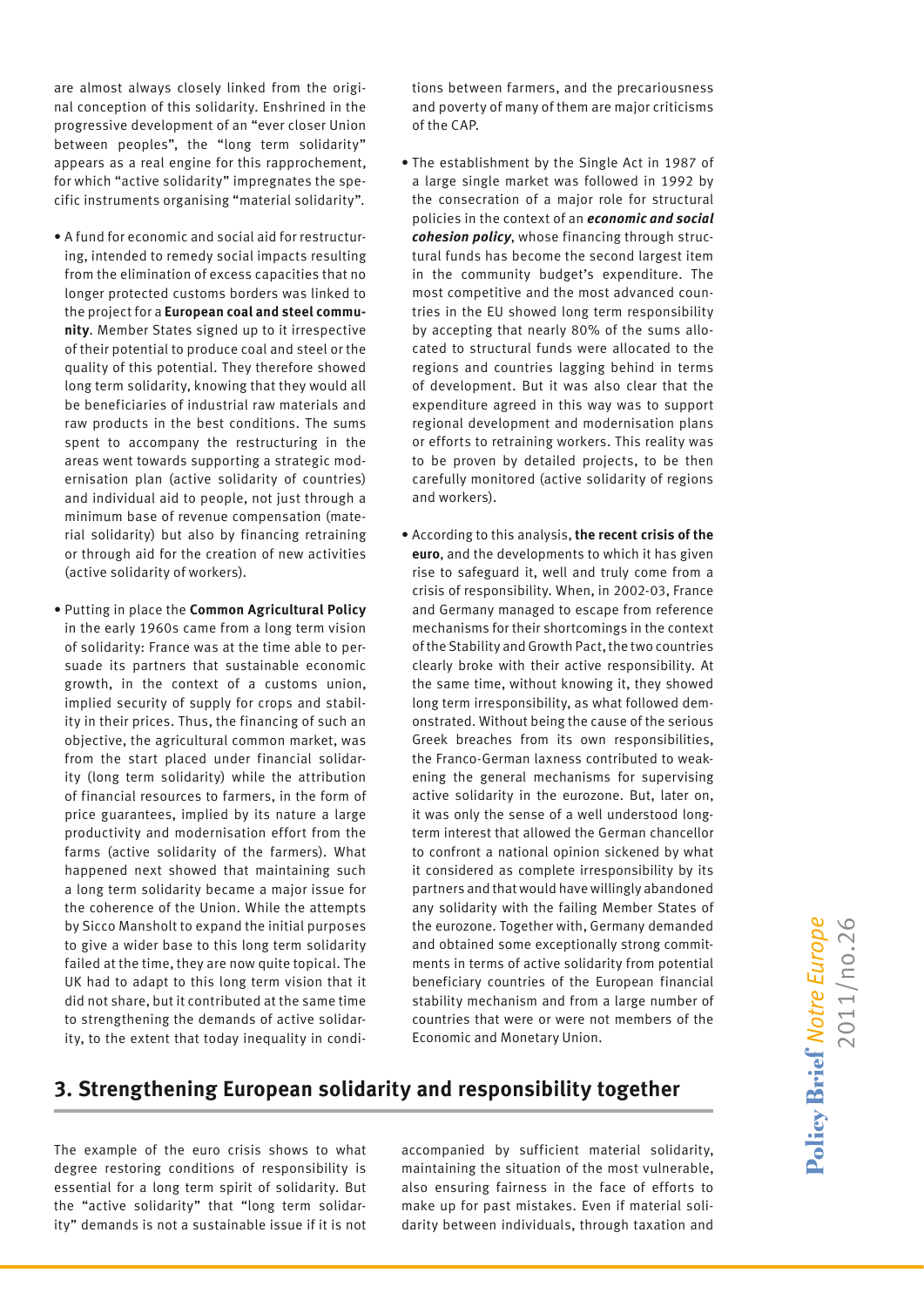are almost always closely linked from the original conception of this solidarity. Enshrined in the progressive development of an "ever closer Union between peoples", the "long term solidarity" appears as a real engine for this rapprochement, for which "active solidarity" impregnates the specific instruments organising "material solidarity".

- A fund for economic and social aid for restructuring, intended to remedy social impacts resulting from the elimination of excess capacities that no longer protected customs borders was linked to the project for a **European coal and steel community**. Member States signed up to it irrespective of their potential to produce coal and steel or the quality of this potential. They therefore showed long term solidarity, knowing that they would all be beneficiaries of industrial raw materials and raw products in the best conditions. The sums spent to accompany the restructuring in the areas went towards supporting a strategic modernisation plan (active solidarity of countries) and individual aid to people, not just through a minimum base of revenue compensation (material solidarity) but also by financing retraining or through aid for the creation of new activities (active solidarity of workers).

- Putting in place the **Common Agricultural Policy** in the early 1960s came from a long term vision of solidarity: France was at the time able to persuade its partners that sustainable economic growth, in the context of a customs union, implied security of supply for crops and stability in their prices. Thus, the financing of such an objective, the agricultural common market, was from the start placed under financial solidarity (long term solidarity) while the attribution of financial resources to farmers, in the form of price guarantees, implied by its nature a large productivity and modernisation effort from the farms (active solidarity of the farmers). What happened next showed that maintaining such a long term solidarity became a major issue for the coherence of the Union. While the attempts by Sicco Mansholt to expand the initial purposes to give a wider base to this long term solidarity failed at the time, they are now quite topical. The UK had to adapt to this long term vision that it did not share, but it contributed at the same time to strengthening the demands of active solidarity, to the extent that today inequality in conditions between farmers, and the precariousness and poverty of many of them are major criticisms of the CAP.

- The establishment by the Single Act in 1987 of a large single market was followed in 1992 by the consecration of a major role for structural policies in the context of an ***economic and social cohesion policy***, whose financing through structural funds has become the second largest item in the community budget's expenditure. The most competitive and the most advanced countries in the EU showed long term responsibility by accepting that nearly 80% of the sums allocated to structural funds were allocated to the regions and countries lagging behind in terms of development. But it was also clear that the expenditure agreed in this way was to support regional development and modernisation plans or efforts to retraining workers. This reality was to be proven by detailed projects, to be then carefully monitored (active solidarity of regions and workers).

- According to this analysis, **the recent crisis of the euro**, and the developments to which it has given rise to safeguard it, well and truly come from a crisis of responsibility. When, in 2002-03, France and Germany managed to escape from reference mechanisms for their shortcomings in the context of the Stability and Growth Pact, the two countries clearly broke with their active responsibility. At the same time, without knowing it, they showed long term irresponsibility, as what followed demonstrated. Without being the cause of the serious Greek breaches from its own responsibilities, the Franco-German laxness contributed to weakening the general mechanisms for supervising active solidarity in the eurozone. But, later on, it was only the sense of a well understood long-term interest that allowed the German chancellor to confront a national opinion sickened by what it considered as complete irresponsibility by its partners and that would have willingly abandoned any solidarity with the failing Member States of the eurozone. Together with, Germany demanded and obtained some exceptionally strong commitments in terms of active solidarity from potential beneficiary countries of the European financial stability mechanism and from a large number of countries that were or were not members of the Economic and Monetary Union.

## 3. Strengthening European solidarity and responsibility together

The example of the euro crisis shows to what degree restoring conditions of responsibility is essential for a long term spirit of solidarity. But the "active solidarity" that "long term solidarity" demands is not a sustainable issue if it is not accompanied by sufficient material solidarity, maintaining the situation of the most vulnerable, also ensuring fairness in the face of efforts to make up for past mistakes. Even if material solidarity between individuals, through taxation and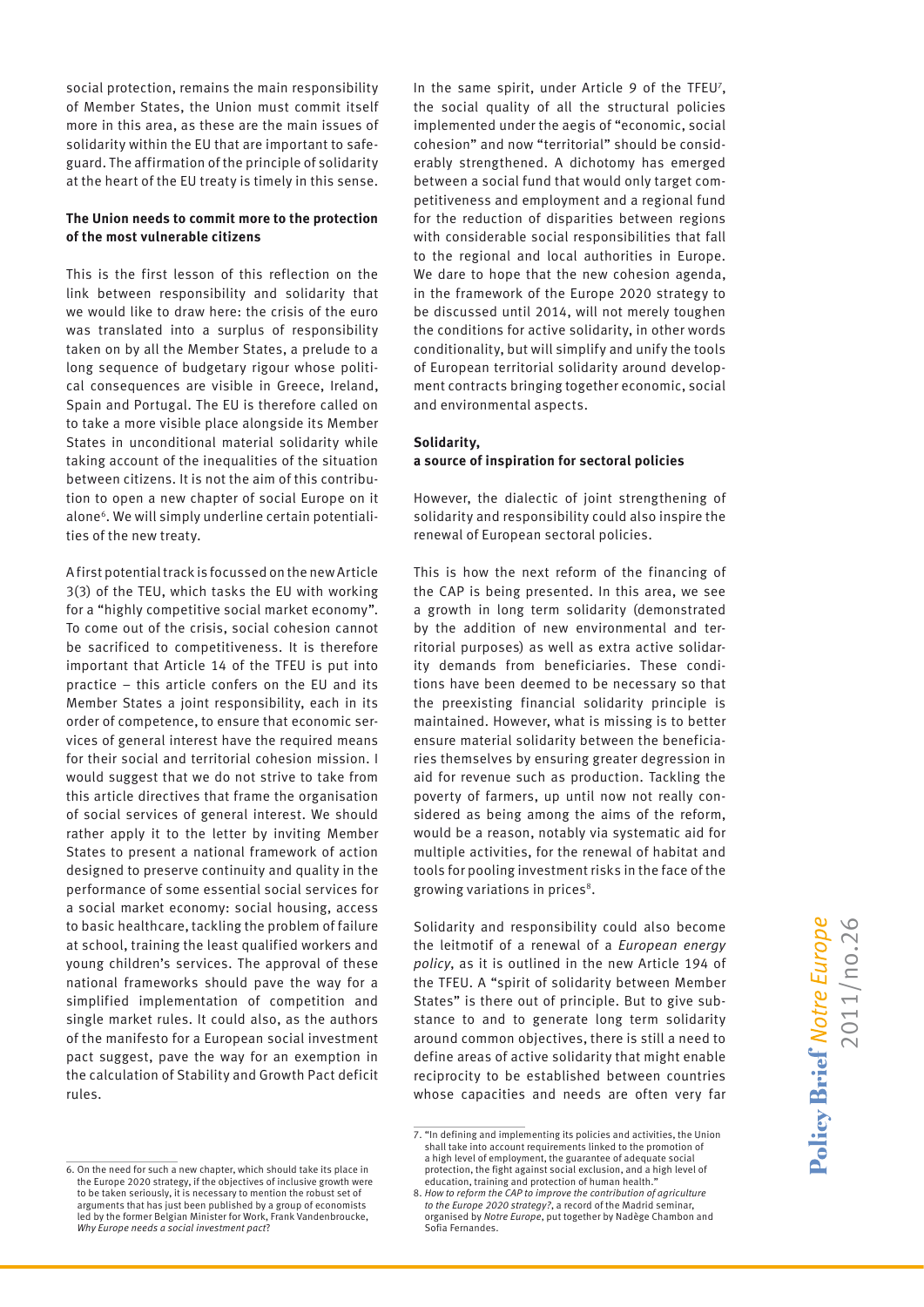social protection, remains the main responsibility of Member States, the Union must commit itself more in this area, as these are the main issues of solidarity within the EU that are important to safeguard. The affirmation of the principle of solidarity at the heart of the EU treaty is timely in this sense.

**The Union needs to commit more to the protection of the most vulnerable citizens**

This is the first lesson of this reflection on the link between responsibility and solidarity that we would like to draw here: the crisis of the euro was translated into a surplus of responsibility taken on by all the Member States, a prelude to a long sequence of budgetary rigour whose political consequences are visible in Greece, Ireland, Spain and Portugal. The EU is therefore called on to take a more visible place alongside its Member States in unconditional material solidarity while taking account of the inequalities of the situation between citizens. It is not the aim of this contribution to open a new chapter of social Europe on it alone[6]. We will simply underline certain potentialities of the new treaty.

A first potential track is focussed on the new Article 3(3) of the TEU, which tasks the EU with working for a "highly competitive social market economy". To come out of the crisis, social cohesion cannot be sacrificed to competitiveness. It is therefore important that Article 14 of the TFEU is put into practice – this article confers on the EU and its Member States a joint responsibility, each in its order of competence, to ensure that economic services of general interest have the required means for their social and territorial cohesion mission. I would suggest that we do not strive to take from this article directives that frame the organisation of social services of general interest. We should rather apply it to the letter by inviting Member States to present a national framework of action designed to preserve continuity and quality in the performance of some essential social services for a social market economy: social housing, access to basic healthcare, tackling the problem of failure at school, training the least qualified workers and young children's services. The approval of these national frameworks should pave the way for a simplified implementation of competition and single market rules. It could also, as the authors of the manifesto for a European social investment pact suggest, pave the way for an exemption in the calculation of Stability and Growth Pact deficit rules.

In the same spirit, under Article 9 of the TFEU[7], the social quality of all the structural policies implemented under the aegis of "economic, social cohesion" and now "territorial" should be considerably strengthened. A dichotomy has emerged between a social fund that would only target competitiveness and employment and a regional fund for the reduction of disparities between regions with considerable social responsibilities that fall to the regional and local authorities in Europe. We dare to hope that the new cohesion agenda, in the framework of the Europe 2020 strategy to be discussed until 2014, will not merely toughen the conditions for active solidarity, in other words conditionality, but will simplify and unify the tools of European territorial solidarity around development contracts bringing together economic, social and environmental aspects.

**Solidarity,**
**a source of inspiration for sectoral policies**

However, the dialectic of joint strengthening of solidarity and responsibility could also inspire the renewal of European sectoral policies.

This is how the next reform of the financing of the CAP is being presented. In this area, we see a growth in long term solidarity (demonstrated by the addition of new environmental and territorial purposes) as well as extra active solidarity demands from beneficiaries. These conditions have been deemed to be necessary so that the preexisting financial solidarity principle is maintained. However, what is missing is to better ensure material solidarity between the beneficiaries themselves by ensuring greater degression in aid for revenue such as production. Tackling the poverty of farmers, up until now not really considered as being among the aims of the reform, would be a reason, notably via systematic aid for multiple activities, for the renewal of habitat and tools for pooling investment risks in the face of the growing variations in prices[8].

Solidarity and responsibility could also become the leitmotif of a renewal of a *European energy policy*, as it is outlined in the new Article 194 of the TFEU. A "spirit of solidarity between Member States" is there out of principle. But to give substance to and to generate long term solidarity around common objectives, there is still a need to define areas of active solidarity that might enable reciprocity to be established between countries whose capacities and needs are often very far

---

6. On the need for such a new chapter, which should take its place in the Europe 2020 strategy, if the objectives of inclusive growth were to be taken seriously, it is necessary to mention the robust set of arguments that has just been published by a group of economists led by the former Belgian Minister for Work, Frank Vandenbroucke, *Why Europe needs a social investment pact*?

7. "In defining and implementing its policies and activities, the Union shall take into account requirements linked to the promotion of a high level of employment, the guarantee of adequate social protection, the fight against social exclusion, and a high level of education, training and protection of human health."

8. *How to reform the CAP to improve the contribution of agriculture to the Europe 2020 strategy?*, a record of the Madrid seminar, organised by *Notre Europe*, put together by Nadège Chambon and Sofia Fernandes.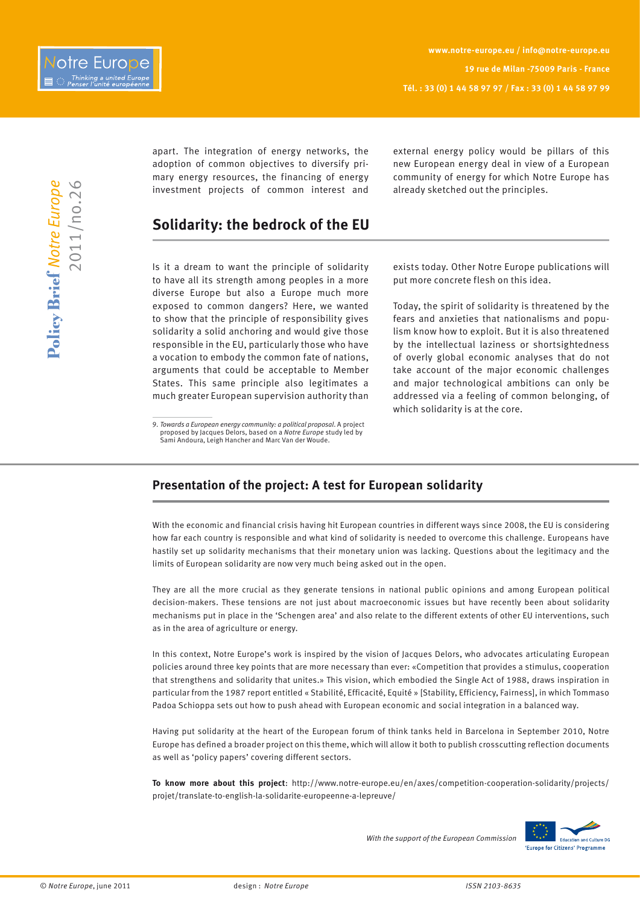apart. The integration of energy networks, the adoption of common objectives to diversify primary energy resources, the financing of energy investment projects of common interest and external energy policy would be pillars of this new European energy deal in view of a European community of energy for which Notre Europe has already sketched out the principles.

## Solidarity: the bedrock of the EU

Is it a dream to want the principle of solidarity to have all its strength among peoples in a more diverse Europe but also a Europe much more exposed to common dangers? Here, we wanted to show that the principle of responsibility gives solidarity a solid anchoring and would give those responsible in the EU, particularly those who have a vocation to embody the common fate of nations, arguments that could be acceptable to Member States. This same principle also legitimates a much greater European supervision authority than exists today. Other Notre Europe publications will put more concrete flesh on this idea.

Today, the spirit of solidarity is threatened by the fears and anxieties that nationalisms and populism know how to exploit. But it is also threatened by the intellectual laziness or shortsightedness of overly global economic analyses that do not take account of the major economic challenges and major technological ambitions can only be addressed via a feeling of common belonging, of which solidarity is at the core.

9. *Towards a European energy community: a political proposal*. A project proposed by Jacques Delors, based on a *Notre Europe* study led by Sami Andoura, Leigh Hancher and Marc Van der Woude.

## Presentation of the project: A test for European solidarity

With the economic and financial crisis having hit European countries in different ways since 2008, the EU is considering how far each country is responsible and what kind of solidarity is needed to overcome this challenge. Europeans have hastily set up solidarity mechanisms that their monetary union was lacking. Questions about the legitimacy and the limits of European solidarity are now very much being asked out in the open.

They are all the more crucial as they generate tensions in national public opinions and among European political decision-makers. These tensions are not just about macroeconomic issues but have recently been about solidarity mechanisms put in place in the 'Schengen area' and also relate to the different extents of other EU interventions, such as in the area of agriculture or energy.

In this context, Notre Europe's work is inspired by the vision of Jacques Delors, who advocates articulating European policies around three key points that are more necessary than ever: «Competition that provides a stimulus, cooperation that strengthens and solidarity that unites.» This vision, which embodied the Single Act of 1988, draws inspiration in particular from the 1987 report entitled « Stabilité, Efficacité, Equité » [Stability, Efficiency, Fairness], in which Tommaso Padoa Schioppa sets out how to push ahead with European economic and social integration in a balanced way.

Having put solidarity at the heart of the European forum of think tanks held in Barcelona in September 2010, Notre Europe has defined a broader project on this theme, which will allow it both to publish crosscutting reflection documents as well as 'policy papers' covering different sectors.

**To know more about this project**: http://www.notre-europe.eu/en/axes/competition-cooperation-solidarity/projects/projet/translate-to-english-la-solidarite-europeenne-a-lepreuve/

*With the support of the European Commission*

Education and Culture DG
'Europe for Citizens' Programme

© *Notre Europe*, june 2011 design : *Notre Europe* *ISSN 2103-8635*